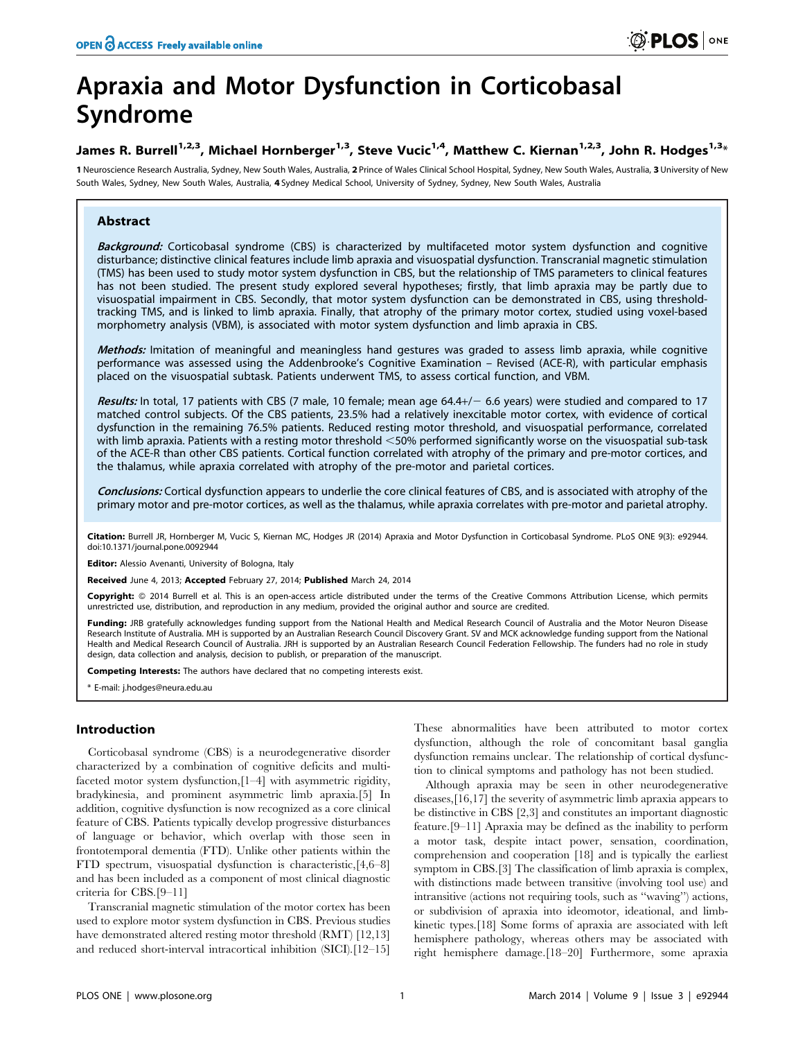# Apraxia and Motor Dysfunction in Corticobasal Syndrome

**James R. Burrell[1,2,3], Michael Hornberger[1,3], Steve Vucic[1,4], Matthew C. Kiernan[1,2,3], John R. Hodges[1,3]***

1 Neuroscience Research Australia, Sydney, New South Wales, Australia, 2 Prince of Wales Clinical School Hospital, Sydney, New South Wales, Australia, 3 University of New South Wales, Sydney, New South Wales, Australia, 4 Sydney Medical School, University of Sydney, Sydney, New South Wales, Australia

## Abstract

***Background:*** Corticobasal syndrome (CBS) is characterized by multifaceted motor system dysfunction and cognitive disturbance; distinctive clinical features include limb apraxia and visuospatial dysfunction. Transcranial magnetic stimulation (TMS) has been used to study motor system dysfunction in CBS, but the relationship of TMS parameters to clinical features has not been studied. The present study explored several hypotheses; firstly, that limb apraxia may be partly due to visuospatial impairment in CBS. Secondly, that motor system dysfunction can be demonstrated in CBS, using threshold-tracking TMS, and is linked to limb apraxia. Finally, that atrophy of the primary motor cortex, studied using voxel-based morphometry analysis (VBM), is associated with motor system dysfunction and limb apraxia in CBS.

***Methods:*** Imitation of meaningful and meaningless hand gestures was graded to assess limb apraxia, while cognitive performance was assessed using the Addenbrooke's Cognitive Examination – Revised (ACE-R), with particular emphasis placed on the visuospatial subtask. Patients underwent TMS, to assess cortical function, and VBM.

***Results:*** In total, 17 patients with CBS (7 male, 10 female; mean age 64.4+/− 6.6 years) were studied and compared to 17 matched control subjects. Of the CBS patients, 23.5% had a relatively inexcitable motor cortex, with evidence of cortical dysfunction in the remaining 76.5% patients. Reduced resting motor threshold, and visuospatial performance, correlated with limb apraxia. Patients with a resting motor threshold <50% performed significantly worse on the visuospatial sub-task of the ACE-R than other CBS patients. Cortical function correlated with atrophy of the primary and pre-motor cortices, and the thalamus, while apraxia correlated with atrophy of the pre-motor and parietal cortices.

***Conclusions:*** Cortical dysfunction appears to underlie the core clinical features of CBS, and is associated with atrophy of the primary motor and pre-motor cortices, as well as the thalamus, while apraxia correlates with pre-motor and parietal atrophy.

**Citation:** Burrell JR, Hornberger M, Vucic S, Kiernan MC, Hodges JR (2014) Apraxia and Motor Dysfunction in Corticobasal Syndrome. PLoS ONE 9(3): e92944. doi:10.1371/journal.pone.0092944

**Editor:** Alessio Avenanti, University of Bologna, Italy

**Received** June 4, 2013; **Accepted** February 27, 2014; **Published** March 24, 2014

**Copyright:** © 2014 Burrell et al. This is an open-access article distributed under the terms of the Creative Commons Attribution License, which permits unrestricted use, distribution, and reproduction in any medium, provided the original author and source are credited.

**Funding:** JRB gratefully acknowledges funding support from the National Health and Medical Research Council of Australia and the Motor Neuron Disease Research Institute of Australia. MH is supported by an Australian Research Council Discovery Grant. SV and MCK acknowledge funding support from the National Health and Medical Research Council of Australia. JRH is supported by an Australian Research Council Federation Fellowship. The funders had no role in study design, data collection and analysis, decision to publish, or preparation of the manuscript.

**Competing Interests:** The authors have declared that no competing interests exist.

* E-mail: j.hodges@neura.edu.au

## Introduction

Corticobasal syndrome (CBS) is a neurodegenerative disorder characterized by a combination of cognitive deficits and multi-faceted motor system dysfunction,[1–4] with asymmetric rigidity, bradykinesia, and prominent asymmetric limb apraxia.[5] In addition, cognitive dysfunction is now recognized as a core clinical feature of CBS. Patients typically develop progressive disturbances of language or behavior, which overlap with those seen in frontotemporal dementia (FTD). Unlike other patients within the FTD spectrum, visuospatial dysfunction is characteristic,[4,6–8] and has been included as a component of most clinical diagnostic criteria for CBS.[9–11]

Transcranial magnetic stimulation of the motor cortex has been used to explore motor system dysfunction in CBS. Previous studies have demonstrated altered resting motor threshold (RMT) [12,13] and reduced short-interval intracortical inhibition (SICI).[12–15] These abnormalities have been attributed to motor cortex dysfunction, although the role of concomitant basal ganglia dysfunction remains unclear. The relationship of cortical dysfunction to clinical symptoms and pathology has not been studied.

Although apraxia may be seen in other neurodegenerative diseases,[16,17] the severity of asymmetric limb apraxia appears to be distinctive in CBS [2,3] and constitutes an important diagnostic feature.[9–11] Apraxia may be defined as the inability to perform a motor task, despite intact power, sensation, coordination, comprehension and cooperation [18] and is typically the earliest symptom in CBS.[3] The classification of limb apraxia is complex, with distinctions made between transitive (involving tool use) and intransitive (actions not requiring tools, such as "waving") actions, or subdivision of apraxia into ideomotor, ideational, and limb-kinetic types.[18] Some forms of apraxia are associated with left hemisphere pathology, whereas others may be associated with right hemisphere damage.[18–20] Furthermore, some apraxia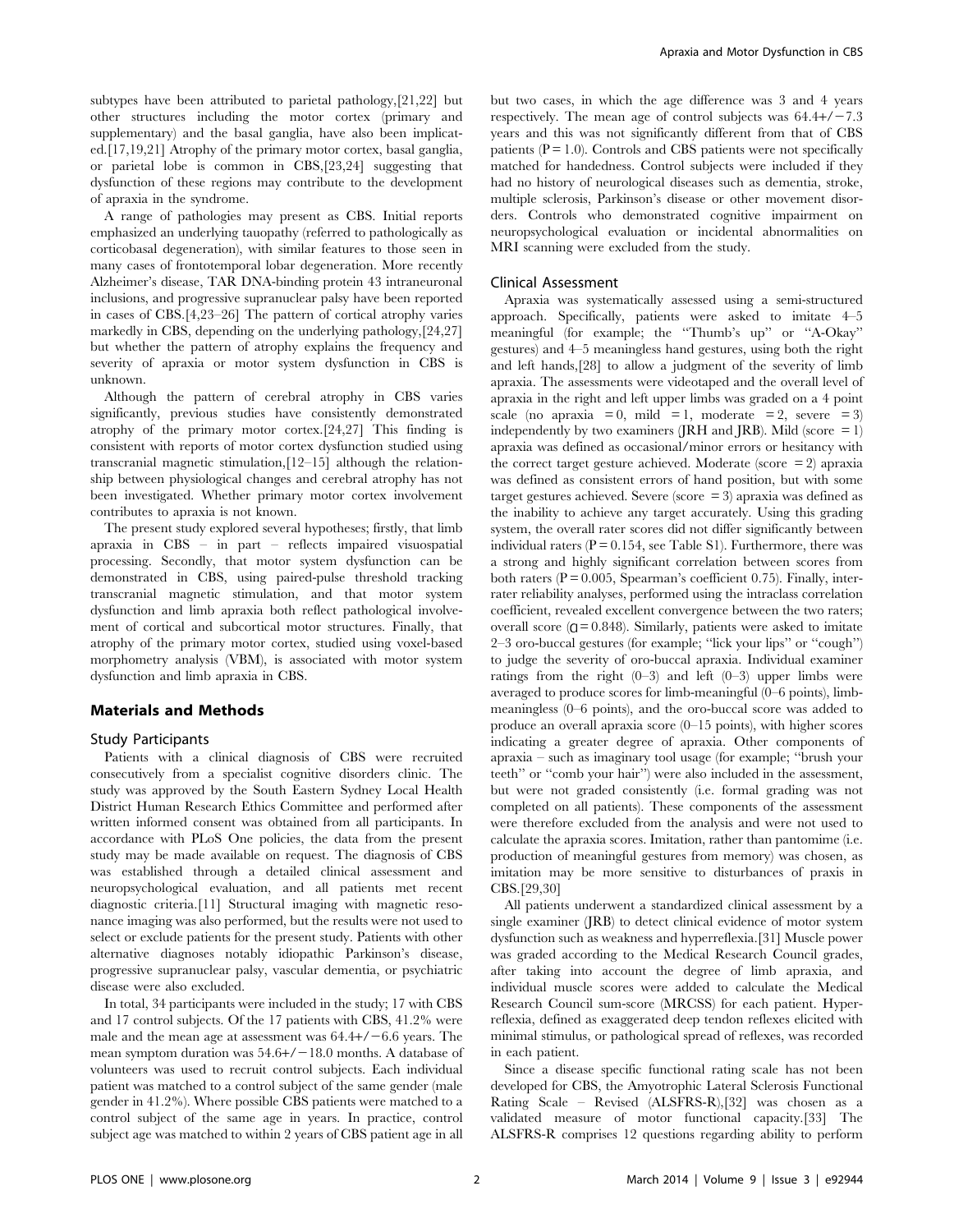subtypes have been attributed to parietal pathology,[21,22] but other structures including the motor cortex (primary and supplementary) and the basal ganglia, have also been implicated.[17,19,21] Atrophy of the primary motor cortex, basal ganglia, or parietal lobe is common in CBS,[23,24] suggesting that dysfunction of these regions may contribute to the development of apraxia in the syndrome.

A range of pathologies may present as CBS. Initial reports emphasized an underlying tauopathy (referred to pathologically as corticobasal degeneration), with similar features to those seen in many cases of frontotemporal lobar degeneration. More recently Alzheimer's disease, TAR DNA-binding protein 43 intraneuronal inclusions, and progressive supranuclear palsy have been reported in cases of CBS.[4,23–26] The pattern of cortical atrophy varies markedly in CBS, depending on the underlying pathology,[24,27] but whether the pattern of atrophy explains the frequency and severity of apraxia or motor system dysfunction in CBS is unknown.

Although the pattern of cerebral atrophy in CBS varies significantly, previous studies have consistently demonstrated atrophy of the primary motor cortex.[24,27] This finding is consistent with reports of motor cortex dysfunction studied using transcranial magnetic stimulation,[12–15] although the relationship between physiological changes and cerebral atrophy has not been investigated. Whether primary motor cortex involvement contributes to apraxia is not known.

The present study explored several hypotheses; firstly, that limb apraxia in CBS – in part – reflects impaired visuospatial processing. Secondly, that motor system dysfunction can be demonstrated in CBS, using paired-pulse threshold tracking transcranial magnetic stimulation, and that motor system dysfunction and limb apraxia both reflect pathological involvement of cortical and subcortical motor structures. Finally, that atrophy of the primary motor cortex, studied using voxel-based morphometry analysis (VBM), is associated with motor system dysfunction and limb apraxia in CBS.

## Materials and Methods

### Study Participants

Patients with a clinical diagnosis of CBS were recruited consecutively from a specialist cognitive disorders clinic. The study was approved by the South Eastern Sydney Local Health District Human Research Ethics Committee and performed after written informed consent was obtained from all participants. In accordance with PLoS One policies, the data from the present study may be made available on request. The diagnosis of CBS was established through a detailed clinical assessment and neuropsychological evaluation, and all patients met recent diagnostic criteria.[11] Structural imaging with magnetic resonance imaging was also performed, but the results were not used to select or exclude patients for the present study. Patients with other alternative diagnoses notably idiopathic Parkinson's disease, progressive supranuclear palsy, vascular dementia, or psychiatric disease were also excluded.

In total, 34 participants were included in the study; 17 with CBS and 17 control subjects. Of the 17 patients with CBS, 41.2% were male and the mean age at assessment was 64.4+/−6.6 years. The mean symptom duration was 54.6+/−18.0 months. A database of volunteers was used to recruit control subjects. Each individual patient was matched to a control subject of the same gender (male gender in 41.2%). Where possible CBS patients were matched to a control subject of the same age in years. In practice, control subject age was matched to within 2 years of CBS patient age in all but two cases, in which the age difference was 3 and 4 years respectively. The mean age of control subjects was 64.4+/−7.3 years and this was not significantly different from that of CBS patients ($P = 1.0$). Controls and CBS patients were not specifically matched for handedness. Control subjects were included if they had no history of neurological diseases such as dementia, stroke, multiple sclerosis, Parkinson's disease or other movement disorders. Controls who demonstrated cognitive impairment on neuropsychological evaluation or incidental abnormalities on MRI scanning were excluded from the study.

### Clinical Assessment

Apraxia was systematically assessed using a semi-structured approach. Specifically, patients were asked to imitate 4–5 meaningful (for example; the "Thumb's up" or "A-Okay" gestures) and 4–5 meaningless hand gestures, using both the right and left hands,[28] to allow a judgment of the severity of limb apraxia. The assessments were videotaped and the overall level of apraxia in the right and left upper limbs was graded on a 4 point scale (no apraxia = 0, mild = 1, moderate = 2, severe = 3) independently by two examiners (JRH and JRB). Mild (score = 1) apraxia was defined as occasional/minor errors or hesitancy with the correct target gesture achieved. Moderate (score = 2) apraxia was defined as consistent errors of hand position, but with some target gestures achieved. Severe (score = 3) apraxia was defined as the inability to achieve any target accurately. Using this grading system, the overall rater scores did not differ significantly between individual raters ($P = 0.154$, see Table S1). Furthermore, there was a strong and highly significant correlation between scores from both raters ($P = 0.005$, Spearman's coefficient 0.75). Finally, inter-rater reliability analyses, performed using the intraclass correlation coefficient, revealed excellent convergence between the two raters; overall score ($\alpha = 0.848$). Similarly, patients were asked to imitate 2–3 oro-buccal gestures (for example; "lick your lips" or "cough") to judge the severity of oro-buccal apraxia. Individual examiner ratings from the right (0–3) and left (0–3) upper limbs were averaged to produce scores for limb-meaningful (0–6 points), limb-meaningless (0–6 points), and the oro-buccal score was added to produce an overall apraxia score (0–15 points), with higher scores indicating a greater degree of apraxia. Other components of apraxia – such as imaginary tool usage (for example; "brush your teeth" or "comb your hair") were also included in the assessment, but were not graded consistently (i.e. formal grading was not completed on all patients). These components of the assessment were therefore excluded from the analysis and were not used to calculate the apraxia scores. Imitation, rather than pantomime (i.e. production of meaningful gestures from memory) was chosen, as imitation may be more sensitive to disturbances of praxis in CBS.[29,30]

All patients underwent a standardized clinical assessment by a single examiner (JRB) to detect clinical evidence of motor system dysfunction such as weakness and hyperreflexia.[31] Muscle power was graded according to the Medical Research Council grades, after taking into account the degree of limb apraxia, and individual muscle scores were added to calculate the Medical Research Council sum-score (MRCSS) for each patient. Hyperreflexia, defined as exaggerated deep tendon reflexes elicited with minimal stimulus, or pathological spread of reflexes, was recorded in each patient.

Since a disease specific functional rating scale has not been developed for CBS, the Amyotrophic Lateral Sclerosis Functional Rating Scale – Revised (ALSFRS-R),[32] was chosen as a validated measure of motor functional capacity.[33] The ALSFRS-R comprises 12 questions regarding ability to perform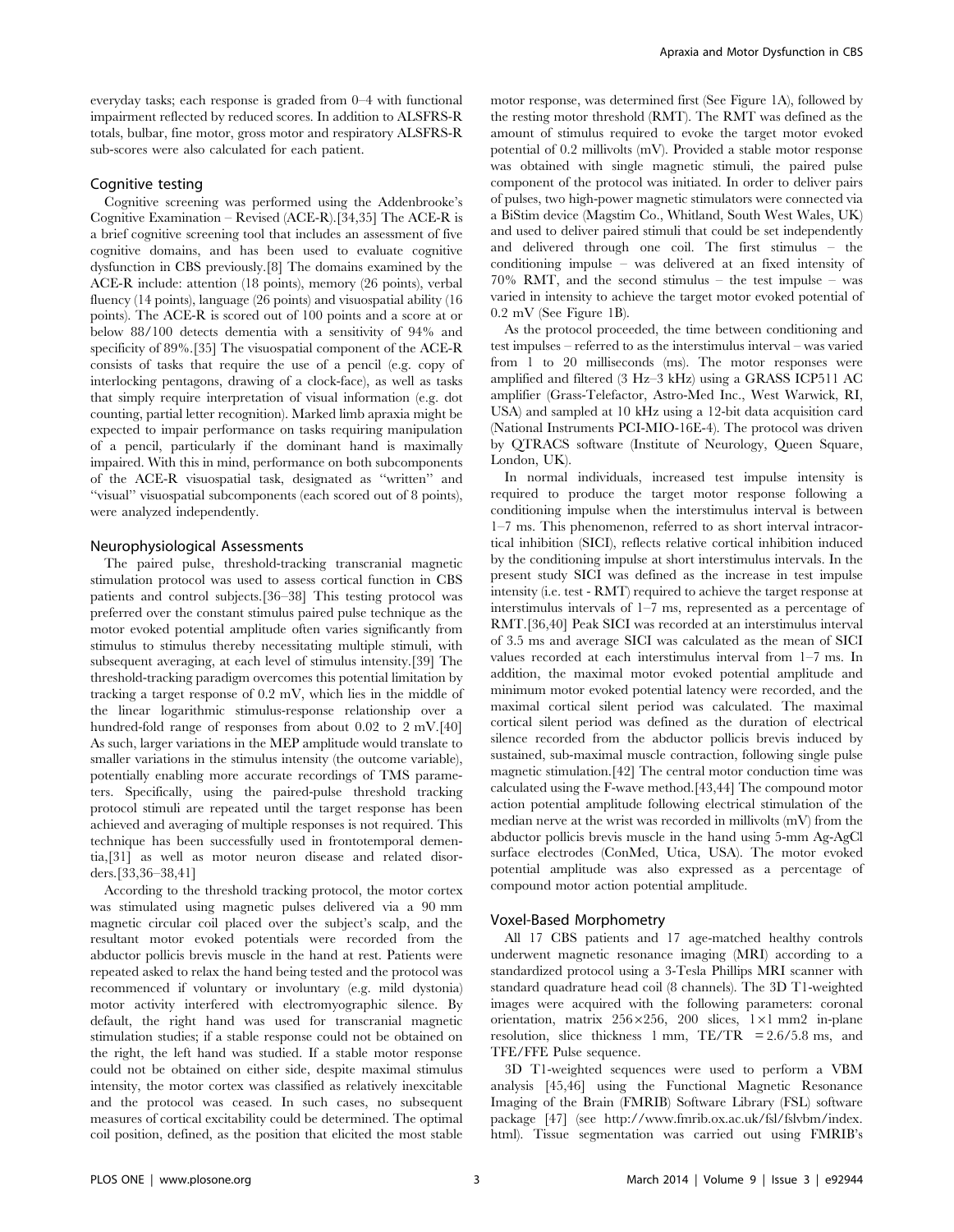everyday tasks; each response is graded from 0–4 with functional impairment reflected by reduced scores. In addition to ALSFRS-R totals, bulbar, fine motor, gross motor and respiratory ALSFRS-R sub-scores were also calculated for each patient.

## Cognitive testing

Cognitive screening was performed using the Addenbrooke's Cognitive Examination – Revised (ACE-R).[34,35] The ACE-R is a brief cognitive screening tool that includes an assessment of five cognitive domains, and has been used to evaluate cognitive dysfunction in CBS previously.[8] The domains examined by the ACE-R include: attention (18 points), memory (26 points), verbal fluency (14 points), language (26 points) and visuospatial ability (16 points). The ACE-R is scored out of 100 points and a score at or below 88/100 detects dementia with a sensitivity of 94% and specificity of 89%.[35] The visuospatial component of the ACE-R consists of tasks that require the use of a pencil (e.g. copy of interlocking pentagons, drawing of a clock-face), as well as tasks that simply require interpretation of visual information (e.g. dot counting, partial letter recognition). Marked limb apraxia might be expected to impair performance on tasks requiring manipulation of a pencil, particularly if the dominant hand is maximally impaired. With this in mind, performance on both subcomponents of the ACE-R visuospatial task, designated as "written" and "visual" visuospatial subcomponents (each scored out of 8 points), were analyzed independently.

## Neurophysiological Assessments

The paired pulse, threshold-tracking transcranial magnetic stimulation protocol was used to assess cortical function in CBS patients and control subjects.[36–38] This testing protocol was preferred over the constant stimulus paired pulse technique as the motor evoked potential amplitude often varies significantly from stimulus to stimulus thereby necessitating multiple stimuli, with subsequent averaging, at each level of stimulus intensity.[39] The threshold-tracking paradigm overcomes this potential limitation by tracking a target response of 0.2 mV, which lies in the middle of the linear logarithmic stimulus-response relationship over a hundred-fold range of responses from about 0.02 to 2 mV.[40] As such, larger variations in the MEP amplitude would translate to smaller variations in the stimulus intensity (the outcome variable), potentially enabling more accurate recordings of TMS parameters. Specifically, using the paired-pulse threshold tracking protocol stimuli are repeated until the target response has been achieved and averaging of multiple responses is not required. This technique has been successfully used in frontotemporal dementia,[31] as well as motor neuron disease and related disorders.[33,36–38,41]

According to the threshold tracking protocol, the motor cortex was stimulated using magnetic pulses delivered via a 90 mm magnetic circular coil placed over the subject's scalp, and the resultant motor evoked potentials were recorded from the abductor pollicis brevis muscle in the hand at rest. Patients were repeated asked to relax the hand being tested and the protocol was recommenced if voluntary or involuntary (e.g. mild dystonia) motor activity interfered with electromyographic silence. By default, the right hand was used for transcranial magnetic stimulation studies; if a stable response could not be obtained on the right, the left hand was studied. If a stable motor response could not be obtained on either side, despite maximal stimulus intensity, the motor cortex was classified as relatively inexcitable and the protocol was ceased. In such cases, no subsequent measures of cortical excitability could be determined. The optimal coil position, defined, as the position that elicited the most stable motor response, was determined first (See Figure 1A), followed by the resting motor threshold (RMT). The RMT was defined as the amount of stimulus required to evoke the target motor evoked potential of 0.2 millivolts (mV). Provided a stable motor response was obtained with single magnetic stimuli, the paired pulse component of the protocol was initiated. In order to deliver pairs of pulses, two high-power magnetic stimulators were connected via a BiStim device (Magstim Co., Whitland, South West Wales, UK) and used to deliver paired stimuli that could be set independently and delivered through one coil. The first stimulus – the conditioning impulse – was delivered at an fixed intensity of 70% RMT, and the second stimulus – the test impulse – was varied in intensity to achieve the target motor evoked potential of 0.2 mV (See Figure 1B).

As the protocol proceeded, the time between conditioning and test impulses – referred to as the interstimulus interval – was varied from 1 to 20 milliseconds (ms). The motor responses were amplified and filtered (3 Hz–3 kHz) using a GRASS ICP511 AC amplifier (Grass-Telefactor, Astro-Med Inc., West Warwick, RI, USA) and sampled at 10 kHz using a 12-bit data acquisition card (National Instruments PCI-MIO-16E-4). The protocol was driven by QTRACS software (Institute of Neurology, Queen Square, London, UK).

In normal individuals, increased test impulse intensity is required to produce the target motor response following a conditioning impulse when the interstimulus interval is between 1–7 ms. This phenomenon, referred to as short interval intracortical inhibition (SICI), reflects relative cortical inhibition induced by the conditioning impulse at short interstimulus intervals. In the present study SICI was defined as the increase in test impulse intensity (i.e. test - RMT) required to achieve the target response at interstimulus intervals of 1–7 ms, represented as a percentage of RMT.[36,40] Peak SICI was recorded at an interstimulus interval of 3.5 ms and average SICI was calculated as the mean of SICI values recorded at each interstimulus interval from 1–7 ms. In addition, the maximal motor evoked potential amplitude and minimum motor evoked potential latency were recorded, and the maximal cortical silent period was calculated. The maximal cortical silent period was defined as the duration of electrical silence recorded from the abductor pollicis brevis induced by sustained, sub-maximal muscle contraction, following single pulse magnetic stimulation.[42] The central motor conduction time was calculated using the F-wave method.[43,44] The compound motor action potential amplitude following electrical stimulation of the median nerve at the wrist was recorded in millivolts (mV) from the abductor pollicis brevis muscle in the hand using 5-mm Ag-AgCl surface electrodes (ConMed, Utica, USA). The motor evoked potential amplitude was also expressed as a percentage of compound motor action potential amplitude.

## Voxel-Based Morphometry

All 17 CBS patients and 17 age-matched healthy controls underwent magnetic resonance imaging (MRI) according to a standardized protocol using a 3-Tesla Phillips MRI scanner with standard quadrature head coil (8 channels). The 3D T1-weighted images were acquired with the following parameters: coronal orientation, matrix $256 \times 256$, 200 slices, $1 \times 1$ mm2 in-plane resolution, slice thickness 1 mm, TE/TR $= 2.6/5.8$ ms, and TFE/FFE Pulse sequence.

3D T1-weighted sequences were used to perform a VBM analysis [45,46] using the Functional Magnetic Resonance Imaging of the Brain (FMRIB) Software Library (FSL) software package [47] (see http://www.fmrib.ox.ac.uk/fsl/fslvbm/index.html). Tissue segmentation was carried out using FMRIB's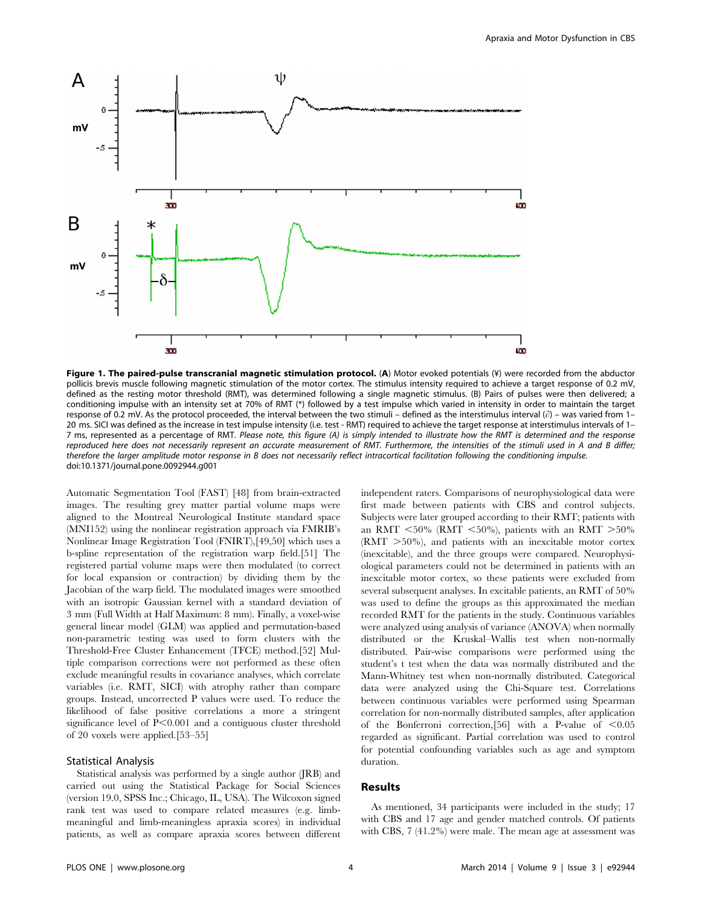**Figure 1. The paired-pulse transcranial magnetic stimulation protocol.** (**A**) Motor evoked potentials (¥) were recorded from the abductor pollicis brevis muscle following magnetic stimulation of the motor cortex. The stimulus intensity required to achieve a target response of 0.2 mV, defined as the resting motor threshold (RMT), was determined following a single magnetic stimulus. (B) Pairs of pulses were then delivered; a conditioning impulse with an intensity set at 70% of RMT (*) followed by a test impulse which varied in intensity in order to maintain the target response of 0.2 mV. As the protocol proceeded, the interval between the two stimuli – defined as the interstimulus interval (∂) – was varied from 1–20 ms. SICI was defined as the increase in test impulse intensity (i.e. test - RMT) required to achieve the target response at interstimulus intervals of 1–7 ms, represented as a percentage of RMT. *Please note, this figure (A) is simply intended to illustrate how the RMT is determined and the response reproduced here does not necessarily represent an accurate measurement of RMT. Furthermore, the intensities of the stimuli used in A and B differ; therefore the larger amplitude motor response in B does not necessarily reflect intracortical facilitation following the conditioning impulse.*
doi:10.1371/journal.pone.0092944.g001

Automatic Segmentation Tool (FAST) [48] from brain-extracted images. The resulting grey matter partial volume maps were aligned to the Montreal Neurological Institute standard space (MNI152) using the nonlinear registration approach via FMRIB's Nonlinear Image Registration Tool (FNIRT),[49,50] which uses a b-spline representation of the registration warp field.[51] The registered partial volume maps were then modulated (to correct for local expansion or contraction) by dividing them by the Jacobian of the warp field. The modulated images were smoothed with an isotropic Gaussian kernel with a standard deviation of 3 mm (Full Width at Half Maximum: 8 mm). Finally, a voxel-wise general linear model (GLM) was applied and permutation-based non-parametric testing was used to form clusters with the Threshold-Free Cluster Enhancement (TFCE) method.[52] Multiple comparison corrections were not performed as these often exclude meaningful results in covariance analyses, which correlate variables (i.e. RMT, SICI) with atrophy rather than compare groups. Instead, uncorrected P values were used. To reduce the likelihood of false positive correlations a more stringent significance level of $P<0.001$ and a contiguous cluster threshold of 20 voxels were applied.[53–55]

### Statistical Analysis

Statistical analysis was performed by a single author (JRB) and carried out using the Statistical Package for Social Sciences (version 19.0, SPSS Inc.; Chicago, IL, USA). The Wilcoxon signed rank test was used to compare related measures (e.g. limb-meaningful and limb-meaningless apraxia scores) in individual patients, as well as compare apraxia scores between different independent raters. Comparisons of neurophysiological data were first made between patients with CBS and control subjects. Subjects were later grouped according to their RMT; patients with an RMT <50% (RMT <50%), patients with an RMT >50% (RMT >50%), and patients with an inexcitable motor cortex (inexcitable), and the three groups were compared. Neurophysiological parameters could not be determined in patients with an inexcitable motor cortex, so these patients were excluded from several subsequent analyses. In excitable patients, an RMT of 50% was used to define the groups as this approximated the median recorded RMT for the patients in the study. Continuous variables were analyzed using analysis of variance (ANOVA) when normally distributed or the Kruskal–Wallis test when non-normally distributed. Pair-wise comparisons were performed using the student's t test when the data was normally distributed and the Mann-Whitney test when non-normally distributed. Categorical data were analyzed using the Chi-Square test. Correlations between continuous variables were performed using Spearman correlation for non-normally distributed samples, after application of the Bonferroni correction,[56] with a P-value of <0.05 regarded as significant. Partial correlation was used to control for potential confounding variables such as age and symptom duration.

## Results

As mentioned, 34 participants were included in the study; 17 with CBS and 17 age and gender matched controls. Of patients with CBS, 7 (41.2%) were male. The mean age at assessment was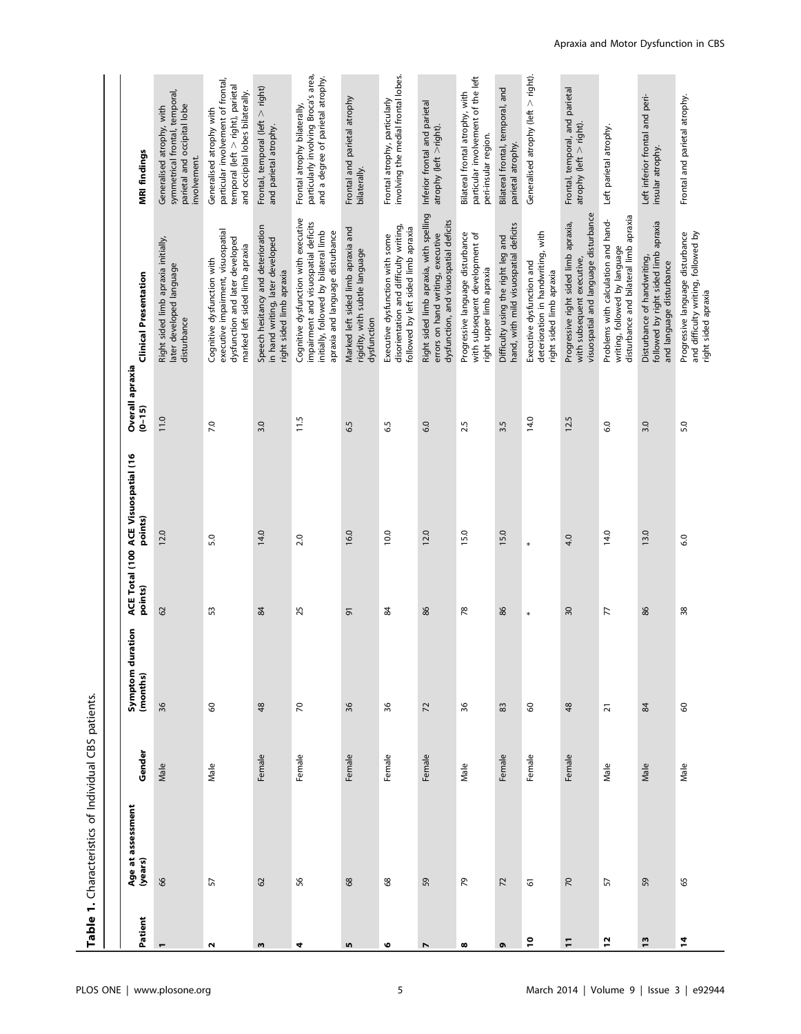**Table 1.** Characteristics of Individual CBS patients.

| Patient | Age at assessment (years) | Gender | Symptom duration (months) | ACE Total (100 points) | ACE Visuospatial (16 points) | Overall apraxia (0–15) | Clinical Presentation | MRI findings |
|---|---|---|---|---|---|---|---|---|
| 1 | 66 | Male | 36 | 62 | 12.0 | 11.0 | Right sided limb apraxia initially, later developed language disturbance | Generalised atrophy, with symmetrical frontal, temporal, parietal and occipital lobe involvement. |
| 2 | 57 | Male | 60 | 53 | 5.0 | 7.0 | Cognitive dysfunction with executive impairment, visuospatial dysfunction and later developed marked left sided limb apraxia | Generalised atrophy with particular involvement of frontal, temporal (left > right), parietal and occipital lobes bilaterally. |
| 3 | 62 | Female | 48 | 84 | 14.0 | 3.0 | Speech hesitancy and deterioration in hand writing, later developed right sided limb apraxia | Frontal, temporal (left > right) and parietal atrophy. |
| 4 | 56 | Female | 70 | 25 | 2.0 | 11.5 | Cognitive dysfunction with executive impairment and visuospatial deficits initially, followed by bilateral limb apraxia and language disturbance | Frontal atrophy bilaterally, particularly involving Broca's area, and a degree of parietal atrophy. |
| 5 | 68 | Female | 36 | 91 | 16.0 | 6.5 | Marked left sided limb apraxia and rigidity, with subtle language dysfunction | Frontal and parietal atrophy bilaterally. |
| 6 | 68 | Female | 36 | 84 | 10.0 | 6.5 | Executive dysfunction with some disorientation and difficulty writing, followed by left sided limb apraxia | Frontal atrophy, particularly involving the medial frontal lobes. |
| 7 | 59 | Female | 72 | 86 | 12.0 | 6.0 | Right sided limb apraxia, with spelling errors on hand writing, executive dysfunction, and visuospatial deficits | Inferior frontal and parietal atrophy (left >right). |
| 8 | 79 | Male | 36 | 78 | 15.0 | 2.5 | Progressive language disturbance with subsequent development of right upper limb apraxia | Bilateral frontal atrophy, with particular involvement of the left peri-insular region. |
| 9 | 72 | Female | 83 | 86 | 15.0 | 3.5 | Difficulty using the right leg and hand, with mild visuospatial deficits | Bilateral frontal, temporal, and parietal atrophy. |
| 10 | 61 | Female | 60 | * | * | 14.0 | Executive dysfunction and deterioration in handwriting, with right sided limb apraxia | Generalised atrophy (left > right). |
| 11 | 70 | Female | 48 | 30 | 4.0 | 12.5 | Progressive right sided limb apraxia, with subsequent executive, visuospatial and language disturbance | Frontal, temporal, and parietal atrophy (left > right). |
| 12 | 57 | Male | 21 | 77 | 14.0 | 6.0 | Problems with calculation and hand-writing, followed by language disturbance and bilateral limb apraxia | Left parietal atrophy. |
| 13 | 59 | Male | 84 | 86 | 13.0 | 3.0 | Disturbance of handwriting, followed by right sided limb apraxia and language disturbance | Left inferior frontal and peri-insular atrophy. |
| 14 | 65 | Male | 60 | 38 | 6.0 | 5.0 | Progressive language disturbance and difficulty writing, followed by right sided apraxia | Frontal and parietal atrophy. |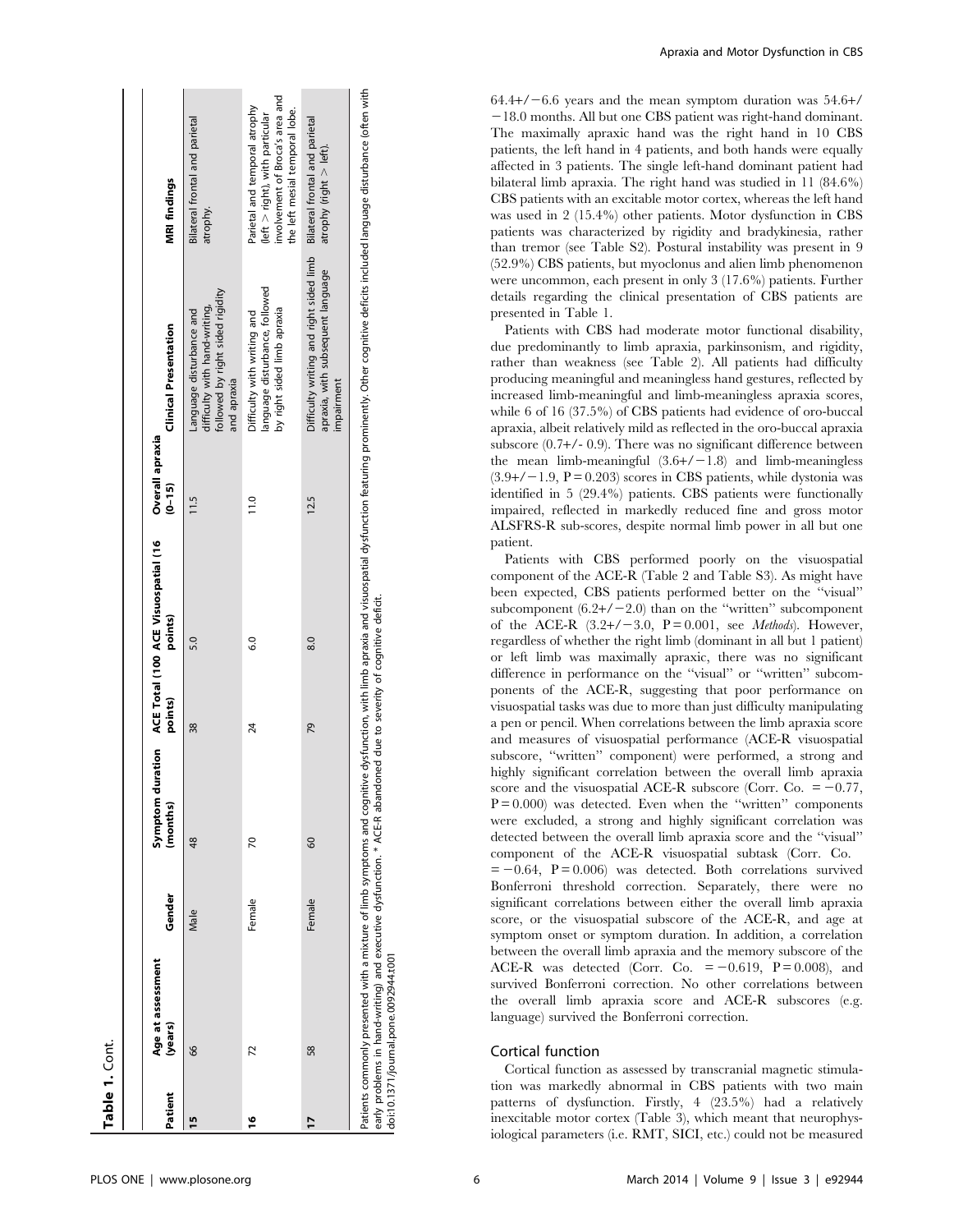**Table 1.** Cont.

| Patient | Age at assessment (years) | Gender | Symptom duration (months) | ACE Total (100 points) | ACE Visuospatial (16 points) | Overall apraxia (0–15) | Clinical Presentation | MRI findings |
|---|---|---|---|---|---|---|---|---|
| **15** | 66 | Male | 48 | 38 | 5.0 | 11.5 | Language disturbance and difficulty with hand-writing, followed by right sided rigidity and apraxia | Bilateral frontal and parietal atrophy. |
| **16** | 72 | Female | 70 | 24 | 6.0 | 11.0 | Difficulty with writing and language disturbance, followed by right sided limb apraxia | Parietal and temporal atrophy (left > right), with particular involvement of Broca's area and the left mesial temporal lobe. |
| **17** | 58 | Female | 60 | 79 | 8.0 | 12.5 | Difficulty writing and right sided limb apraxia, with subsequent language impairment | Bilateral frontal and parietal atrophy (right > left). |

Patients commonly presented with a mixture of limb symptoms and cognitive dysfunction, with limb apraxia and visuospatial dysfunction featuring prominently. Other cognitive deficits included language disturbance (often with early problems in hand-writing) and executive dysfunction. * ACE-R abandoned due to severity of cognitive deficit.
doi:10.1371/journal.pone.0092944.t001

64.4+/−6.6 years and the mean symptom duration was 54.6+/−18.0 months. All but one CBS patient was right-hand dominant. The maximally apraxic hand was the right hand in 10 CBS patients, the left hand in 4 patients, and both hands were equally affected in 3 patients. The single left-hand dominant patient had bilateral limb apraxia. The right hand was studied in 11 (84.6%) CBS patients with an excitable motor cortex, whereas the left hand was used in 2 (15.4%) other patients. Motor dysfunction in CBS patients was characterized by rigidity and bradykinesia, rather than tremor (see Table S2). Postural instability was present in 9 (52.9%) CBS patients, but myoclonus and alien limb phenomenon were uncommon, each present in only 3 (17.6%) patients. Further details regarding the clinical presentation of CBS patients are presented in Table 1.

Patients with CBS had moderate motor functional disability, due predominantly to limb apraxia, parkinsonism, and rigidity, rather than weakness (see Table 2). All patients had difficulty producing meaningful and meaningless hand gestures, reflected by increased limb-meaningful and limb-meaningless apraxia scores, while 6 of 16 (37.5%) of CBS patients had evidence of oro-buccal apraxia, albeit relatively mild as reflected in the oro-buccal apraxia subscore (0.7+/- 0.9). There was no significant difference between the mean limb-meaningful (3.6+/−1.8) and limb-meaningless (3.9+/−1.9, P = 0.203) scores in CBS patients, while dystonia was identified in 5 (29.4%) patients. CBS patients were functionally impaired, reflected in markedly reduced fine and gross motor ALSFRS-R sub-scores, despite normal limb power in all but one patient.

Patients with CBS performed poorly on the visuospatial component of the ACE-R (Table 2 and Table S3). As might have been expected, CBS patients performed better on the "visual" subcomponent (6.2+/−2.0) than on the "written" subcomponent of the ACE-R (3.2+/−3.0, P = 0.001, see *Methods*). However, regardless of whether the right limb (dominant in all but 1 patient) or left limb was maximally apraxic, there was no significant difference in performance on the "visual" or "written" subcomponents of the ACE-R, suggesting that poor performance on visuospatial tasks was due to more than just difficulty manipulating a pen or pencil. When correlations between the limb apraxia score and measures of visuospatial performance (ACE-R visuospatial subscore, "written" component) were performed, a strong and highly significant correlation between the overall limb apraxia score and the visuospatial ACE-R subscore (Corr. Co. = −0.77, P = 0.000) was detected. Even when the "written" components were excluded, a strong and highly significant correlation was detected between the overall limb apraxia score and the "visual" component of the ACE-R visuospatial subtask (Corr. Co. = −0.64, P = 0.006) was detected. Both correlations survived Bonferroni threshold correction. Separately, there were no significant correlations between either the overall limb apraxia score, or the visuospatial subscore of the ACE-R, and age at symptom onset or symptom duration. In addition, a correlation between the overall limb apraxia and the memory subscore of the ACE-R was detected (Corr. Co. = −0.619, P = 0.008), and survived Bonferroni correction. No other correlations between the overall limb apraxia score and ACE-R subscores (e.g. language) survived the Bonferroni correction.

## Cortical function

Cortical function as assessed by transcranial magnetic stimulation was markedly abnormal in CBS patients with two main patterns of dysfunction. Firstly, 4 (23.5%) had a relatively inexcitable motor cortex (Table 3), which meant that neurophysiological parameters (i.e. RMT, SICI, etc.) could not be measured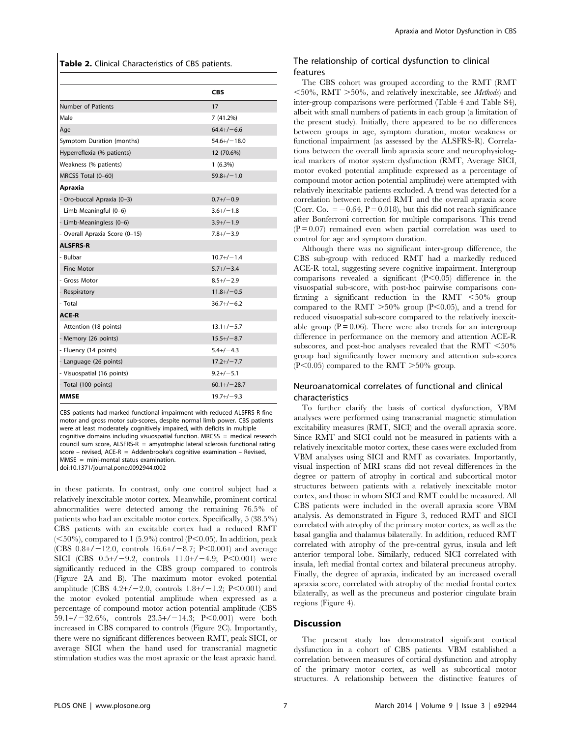**Table 2.** Clinical Characteristics of CBS patients.

| | CBS |
|---|---|
| Number of Patients | 17 |
| Male | 7 (41.2%) |
| Age | 64.4+/−6.6 |
| Symptom Duration (months) | 54.6+/−18.0 |
| Hyperreflexia (% patients) | 12 (70.6%) |
| Weakness (% patients) | 1 (6.3%) |
| MRCSS Total (0–60) | 59.8+/−1.0 |
| **Apraxia** | |
| - Oro-buccal Apraxia (0–3) | 0.7+/−0.9 |
| - Limb-Meaningful (0–6) | 3.6+/−1.8 |
| - Limb-Meaningless (0–6) | 3.9+/−1.9 |
| - Overall Apraxia Score (0–15) | 7.8+/−3.9 |
| **ALSFRS-R** | |
| - Bulbar | 10.7+/−1.4 |
| - Fine Motor | 5.7+/−3.4 |
| - Gross Motor | 8.5+/−2.9 |
| - Respiratory | 11.8+/−0.5 |
| - Total | 36.7+/−6.2 |
| **ACE-R** | |
| - Attention (18 points) | 13.1+/−5.7 |
| - Memory (26 points) | 15.5+/−8.7 |
| - Fluency (14 points) | 5.4+/−4.3 |
| - Language (26 points) | 17.2+/−7.7 |
| - Visuospatial (16 points) | 9.2+/−5.1 |
| - Total (100 points) | 60.1+/−28.7 |
| **MMSE** | 19.7+/−9.3 |

CBS patients had marked functional impairment with reduced ALSFRS-R fine motor and gross motor sub-scores, despite normal limb power. CBS patients were at least moderately cognitively impaired, with deficits in multiple cognitive domains including visuospatial function. MRCSS = medical research council sum score, ALSFRS-R = amyotrophic lateral sclerosis functional rating score – revised, ACE-R = Addenbrooke's cognitive examination – Revised, MMSE = mini-mental status examination.
doi:10.1371/journal.pone.0092944.t002

in these patients. In contrast, only one control subject had a relatively inexcitable motor cortex. Meanwhile, prominent cortical abnormalities were detected among the remaining 76.5% of patients who had an excitable motor cortex. Specifically, 5 (38.5%) CBS patients with an excitable cortex had a reduced RMT (<50%), compared to 1 (5.9%) control ($P<0.05$). In addition, peak (CBS 0.8+/−12.0, controls 16.6+/−8.7; $P<0.001$) and average SICI (CBS 0.5+/−9.2, controls 11.0+/−4.9; $P<0.001$) were significantly reduced in the CBS group compared to controls (Figure 2A and B). The maximum motor evoked potential amplitude (CBS 4.2+/−2.0, controls 1.8+/−1.2; $P<0.001$) and the motor evoked potential amplitude when expressed as a percentage of compound motor action potential amplitude (CBS 59.1+/−32.6%, controls 23.5+/−14.3; $P<0.001$) were both increased in CBS compared to controls (Figure 2C). Importantly, there were no significant differences between RMT, peak SICI, or average SICI when the hand used for transcranial magnetic stimulation studies was the most apraxic or the least apraxic hand.

## The relationship of cortical dysfunction to clinical features

The CBS cohort was grouped according to the RMT (RMT <50%, RMT >50%, and relatively inexcitable, see *Methods*) and inter-group comparisons were performed (Table 4 and Table S4), albeit with small numbers of patients in each group (a limitation of the present study). Initially, there appeared to be no differences between groups in age, symptom duration, motor weakness or functional impairment (as assessed by the ALSFRS-R). Correlations between the overall limb apraxia score and neurophysiological markers of motor system dysfunction (RMT, Average SICI, motor evoked potential amplitude expressed as a percentage of compound motor action potential amplitude) were attempted with relatively inexcitable patients excluded. A trend was detected for a correlation between reduced RMT and the overall apraxia score (Corr. Co. = −0.64, $P = 0.018$), but this did not reach significance after Bonferroni correction for multiple comparisons. This trend ($P = 0.07$) remained even when partial correlation was used to control for age and symptom duration.

Although there was no significant inter-group difference, the CBS sub-group with reduced RMT had a markedly reduced ACE-R total, suggesting severe cognitive impairment. Intergroup comparisons revealed a significant ($P<0.05$) difference in the visuospatial sub-score, with post-hoc pairwise comparisons confirming a significant reduction in the RMT <50% group compared to the RMT >50% group ($P<0.05$), and a trend for reduced visuospatial sub-score compared to the relatively inexcitable group ($P = 0.06$). There were also trends for an intergroup difference in performance on the memory and attention ACE-R subscores, and post-hoc analyses revealed that the RMT <50% group had significantly lower memory and attention sub-scores ($P<0.05$) compared to the RMT >50% group.

## Neuroanatomical correlates of functional and clinical characteristics

To further clarify the basis of cortical dysfunction, VBM analyses were performed using transcranial magnetic stimulation excitability measures (RMT, SICI) and the overall apraxia score. Since RMT and SICI could not be measured in patients with a relatively inexcitable motor cortex, these cases were excluded from VBM analyses using SICI and RMT as covariates. Importantly, visual inspection of MRI scans did not reveal differences in the degree or pattern of atrophy in cortical and subcortical motor structures between patients with a relatively inexcitable motor cortex, and those in whom SICI and RMT could be measured. All CBS patients were included in the overall apraxia score VBM analysis. As demonstrated in Figure 3, reduced RMT and SICI correlated with atrophy of the primary motor cortex, as well as the basal ganglia and thalamus bilaterally. In addition, reduced RMT correlated with atrophy of the pre-central gyrus, insula and left anterior temporal lobe. Similarly, reduced SICI correlated with insula, left medial frontal cortex and bilateral precuneus atrophy. Finally, the degree of apraxia, indicated by an increased overall apraxia score, correlated with atrophy of the medial frontal cortex bilaterally, as well as the precuneus and posterior cingulate brain regions (Figure 4).

## Discussion

The present study has demonstrated significant cortical dysfunction in a cohort of CBS patients. VBM established a correlation between measures of cortical dysfunction and atrophy of the primary motor cortex, as well as subcortical motor structures. A relationship between the distinctive features of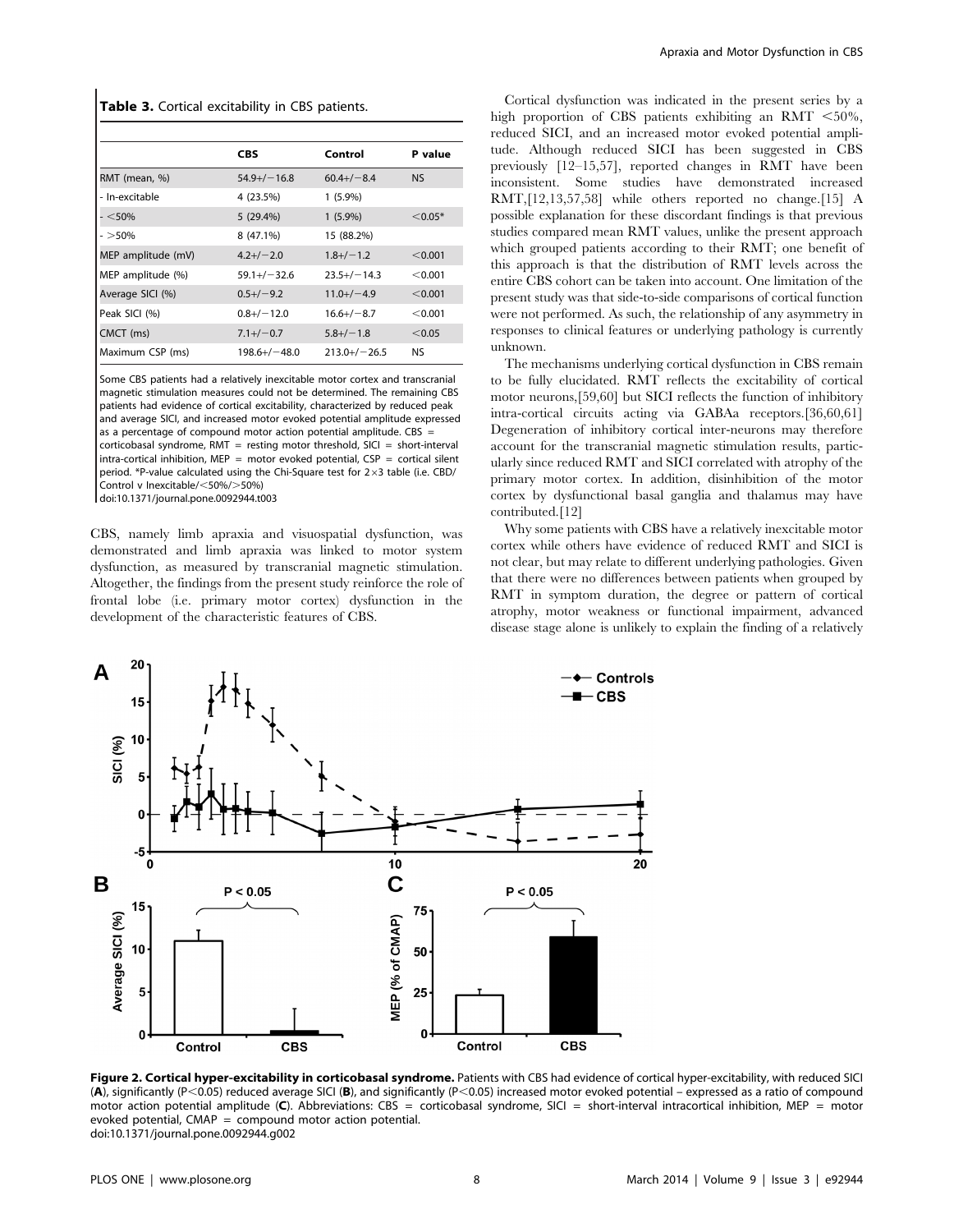**Table 3.** Cortical excitability in CBS patients.

| | CBS | Control | P value |
|---|---|---|---|
| RMT (mean, %) | 54.9+/−16.8 | 60.4+/−8.4 | NS |
| - In-excitable | 4 (23.5%) | 1 (5.9%) | |
| - <50% | 5 (29.4%) | 1 (5.9%) | <0.05* |
| - >50% | 8 (47.1%) | 15 (88.2%) | |
| MEP amplitude (mV) | 4.2+/−2.0 | 1.8+/−1.2 | <0.001 |
| MEP amplitude (%) | 59.1+/−32.6 | 23.5+/−14.3 | <0.001 |
| Average SICI (%) | 0.5+/−9.2 | 11.0+/−4.9 | <0.001 |
| Peak SICI (%) | 0.8+/−12.0 | 16.6+/−8.7 | <0.001 |
| CMCT (ms) | 7.1+/−0.7 | 5.8+/−1.8 | <0.05 |
| Maximum CSP (ms) | 198.6+/−48.0 | 213.0+/−26.5 | NS |

Some CBS patients had a relatively inexcitable motor cortex and transcranial magnetic stimulation measures could not be determined. The remaining CBS patients had evidence of cortical excitability, characterized by reduced peak and average SICI, and increased motor evoked potential amplitude expressed as a percentage of compound motor action potential amplitude. CBS = corticobasal syndrome, RMT = resting motor threshold, SICI = short-interval intra-cortical inhibition, MEP = motor evoked potential, CSP = cortical silent period. *P-value calculated using the Chi-Square test for 2×3 table (i.e. CBD/Control v Inexcitable/<50%/>50%)
doi:10.1371/journal.pone.0092944.t003

CBS, namely limb apraxia and visuospatial dysfunction, was demonstrated and limb apraxia was linked to motor system dysfunction, as measured by transcranial magnetic stimulation. Altogether, the findings from the present study reinforce the role of frontal lobe (i.e. primary motor cortex) dysfunction in the development of the characteristic features of CBS.

Cortical dysfunction was indicated in the present series by a high proportion of CBS patients exhibiting an RMT <50%, reduced SICI, and an increased motor evoked potential amplitude. Although reduced SICI has been suggested in CBS previously [12–15,57], reported changes in RMT have been inconsistent. Some studies have demonstrated increased RMT,[12,13,57,58] while others reported no change.[15] A possible explanation for these discordant findings is that previous studies compared mean RMT values, unlike the present approach which grouped patients according to their RMT; one benefit of this approach is that the distribution of RMT levels across the entire CBS cohort can be taken into account. One limitation of the present study was that side-to-side comparisons of cortical function were not performed. As such, the relationship of any asymmetry in responses to clinical features or underlying pathology is currently unknown.

The mechanisms underlying cortical dysfunction in CBS remain to be fully elucidated. RMT reflects the excitability of cortical motor neurons,[59,60] but SICI reflects the function of inhibitory intra-cortical circuits acting via GABAa receptors.[36,60,61] Degeneration of inhibitory cortical inter-neurons may therefore account for the transcranial magnetic stimulation results, particularly since reduced RMT and SICI correlated with atrophy of the primary motor cortex. In addition, disinhibition of the motor cortex by dysfunctional basal ganglia and thalamus may have contributed.[12]

Why some patients with CBS have a relatively inexcitable motor cortex while others have evidence of reduced RMT and SICI is not clear, but may relate to different underlying pathologies. Given that there were no differences between patients when grouped by RMT in symptom duration, the degree or pattern of cortical atrophy, motor weakness or functional impairment, advanced disease stage alone is unlikely to explain the finding of a relatively

**Figure 2. Cortical hyper-excitability in corticobasal syndrome.** Patients with CBS had evidence of cortical hyper-excitability, with reduced SICI (**A**), significantly (P<0.05) reduced average SICI (**B**), and significantly (P<0.05) increased motor evoked potential – expressed as a ratio of compound motor action potential amplitude (**C**). Abbreviations: CBS = corticobasal syndrome, SICI = short-interval intracortical inhibition, MEP = motor evoked potential, CMAP = compound motor action potential.
doi:10.1371/journal.pone.0092944.g002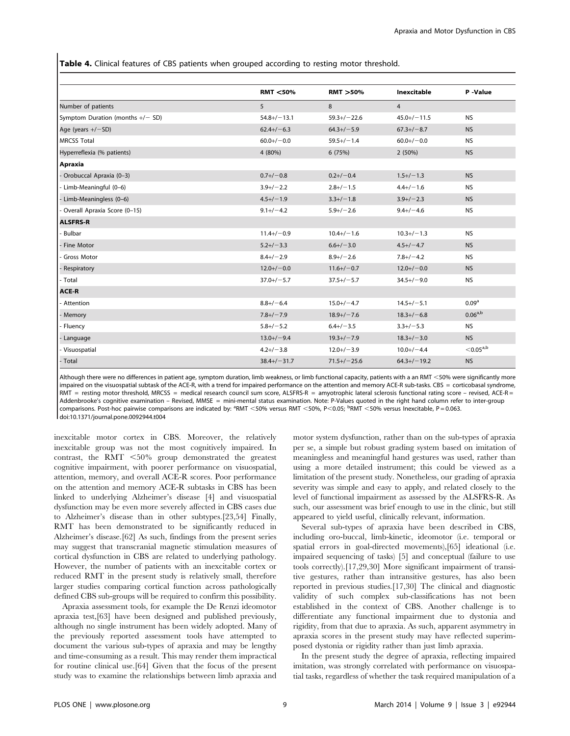**Table 4.** Clinical features of CBS patients when grouped according to resting motor threshold.

| | RMT <50% | RMT >50% | Inexcitable | P -Value |
|---|---|---|---|---|
| Number of patients | 5 | 8 | 4 | |
| Symptom Duration (months +/− SD) | 54.8+/−13.1 | 59.3+/−22.6 | 45.0+/−11.5 | NS |
| Age (years +/−SD) | 62.4+/−6.3 | 64.3+/−5.9 | 67.3+/−8.7 | NS |
| MRCSS Total | 60.0+/−0.0 | 59.5+/−1.4 | 60.0+/−0.0 | NS |
| Hyperreflexia (% patients) | 4 (80%) | 6 (75%) | 2 (50%) | NS |
| **Apraxia** | | | | |
| - Orobuccal Apraxia (0–3) | 0.7+/−0.8 | 0.2+/−0.4 | 1.5+/−1.3 | NS |
| - Limb-Meaningful (0–6) | 3.9+/−2.2 | 2.8+/−1.5 | 4.4+/−1.6 | NS |
| - Limb-Meaningless (0–6) | 4.5+/−1.9 | 3.3+/−1.8 | 3.9+/−2.3 | NS |
| - Overall Apraxia Score (0–15) | 9.1+/−4.2 | 5.9+/−2.6 | 9.4+/−4.6 | NS |
| **ALSFRS-R** | | | | |
| - Bulbar | 11.4+/−0.9 | 10.4+/−1.6 | 10.3+/−1.3 | NS |
| - Fine Motor | 5.2+/−3.3 | 6.6+/−3.0 | 4.5+/−4.7 | NS |
| - Gross Motor | 8.4+/−2.9 | 8.9+/−2.6 | 7.8+/−4.2 | NS |
| - Respiratory | 12.0+/−0.0 | 11.6+/−0.7 | 12.0+/−0.0 | NS |
| - Total | 37.0+/−5.7 | 37.5+/−5.7 | 34.5+/−9.0 | NS |
| **ACE-R** | | | | |
| - Attention | 8.8+/−6.4 | 15.0+/−4.7 | 14.5+/−5.1 | 0.09[a] |
| - Memory | 7.8+/−7.9 | 18.9+/−7.6 | 18.3+/−6.8 | 0.06[a,b] |
| - Fluency | 5.8+/−5.2 | 6.4+/−3.5 | 3.3+/−5.3 | NS |
| - Language | 13.0+/−9.4 | 19.3+/−7.9 | 18.3+/−3.0 | NS |
| - Visuospatial | 4.2+/−3.8 | 12.0+/−3.9 | 10.0+/−4.4 | <0.05[a,b] |
| - Total | 38.4+/−31.7 | 71.5+/−25.6 | 64.3+/−19.2 | NS |

Although there were no differences in patient age, symptom duration, limb weakness, or limb functional capacity, patients with a an RMT <50% were significantly more impaired on the visuospatial subtask of the ACE-R, with a trend for impaired performance on the attention and memory ACE-R sub-tasks. CBS = corticobasal syndrome, RMT = resting motor threshold, MRCSS = medical research council sum score, ALSFRS-R = amyotrophic lateral sclerosis functional rating score – revised, ACE-R = Addenbrooke's cognitive examination – Revised, MMSE = mini-mental status examination. Note: P-Values quoted in the right hand column refer to inter-group comparisons. Post-hoc pairwise comparisons are indicated by: [a]RMT <50% versus RMT <50%, P<0.05; [b]RMT <50% versus Inexcitable, P = 0.063.
doi:10.1371/journal.pone.0092944.t004

inexcitable motor cortex in CBS. Moreover, the relatively inexcitable group was not the most cognitively impaired. In contrast, the RMT <50% group demonstrated the greatest cognitive impairment, with poorer performance on visuospatial, attention, memory, and overall ACE-R scores. Poor performance on the attention and memory ACE-R subtasks in CBS has been linked to underlying Alzheimer's disease [4] and visuospatial dysfunction may be even more severely affected in CBS cases due to Alzheimer's disease than in other subtypes.[23,54] Finally, RMT has been demonstrated to be significantly reduced in Alzheimer's disease.[62] As such, findings from the present series may suggest that transcranial magnetic stimulation measures of cortical dysfunction in CBS are related to underlying pathology. However, the number of patients with an inexcitable cortex or reduced RMT in the present study is relatively small, therefore larger studies comparing cortical function across pathologically defined CBS sub-groups will be required to confirm this possibility.

Apraxia assessment tools, for example the De Renzi ideomotor apraxia test,[63] have been designed and published previously, although no single instrument has been widely adopted. Many of the previously reported assessment tools have attempted to document the various sub-types of apraxia and may be lengthy and time-consuming as a result. This may render them impractical for routine clinical use.[64] Given that the focus of the present study was to examine the relationships between limb apraxia and motor system dysfunction, rather than on the sub-types of apraxia per se, a simple but robust grading system based on imitation of meaningless and meaningful hand gestures was used, rather than using a more detailed instrument; this could be viewed as a limitation of the present study. Nonetheless, our grading of apraxia severity was simple and easy to apply, and related closely to the level of functional impairment as assessed by the ALSFRS-R. As such, our assessment was brief enough to use in the clinic, but still appeared to yield useful, clinically relevant, information.

Several sub-types of apraxia have been described in CBS, including oro-buccal, limb-kinetic, ideomotor (i.e. temporal or spatial errors in goal-directed movements),[65] ideational (i.e. impaired sequencing of tasks) [5] and conceptual (failure to use tools correctly).[17,29,30] More significant impairment of transitive gestures, rather than intransitive gestures, has also been reported in previous studies.[17,30] The clinical and diagnostic validity of such complex sub-classifications has not been established in the context of CBS. Another challenge is to differentiate any functional impairment due to dystonia and rigidity, from that due to apraxia. As such, apparent asymmetry in apraxia scores in the present study may have reflected superimposed dystonia or rigidity rather than just limb apraxia.

In the present study the degree of apraxia, reflecting impaired imitation, was strongly correlated with performance on visuospatial tasks, regardless of whether the task required manipulation of a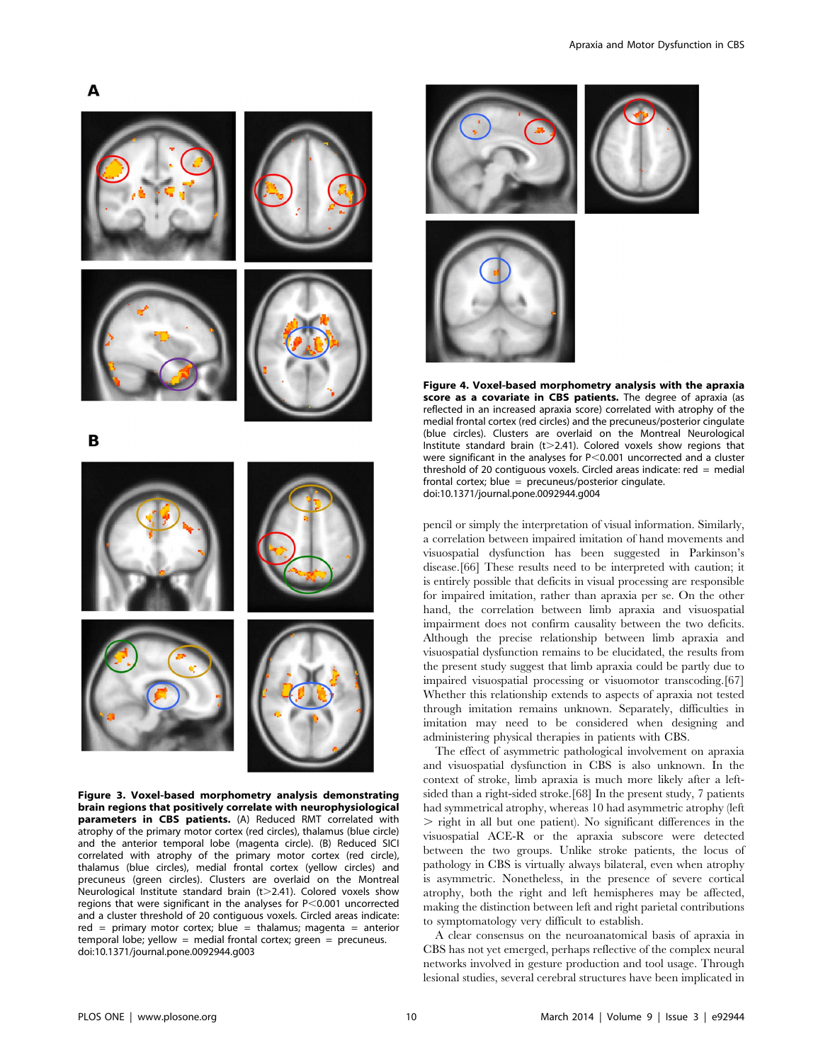**Figure 3. Voxel-based morphometry analysis demonstrating brain regions that positively correlate with neurophysiological parameters in CBS patients.** (A) Reduced RMT correlated with atrophy of the primary motor cortex (red circles), thalamus (blue circle) and the anterior temporal lobe (magenta circle). (B) Reduced SICI correlated with atrophy of the primary motor cortex (red circle), thalamus (blue circles), medial frontal cortex (yellow circles) and precuneus (green circles). Clusters are overlaid on the Montreal Neurological Institute standard brain (t>2.41). Colored voxels show regions that were significant in the analyses for P<0.001 uncorrected and a cluster threshold of 20 contiguous voxels. Circled areas indicate: red = primary motor cortex; blue = thalamus; magenta = anterior temporal lobe; yellow = medial frontal cortex; green = precuneus. doi:10.1371/journal.pone.0092944.g003

**Figure 4. Voxel-based morphometry analysis with the apraxia score as a covariate in CBS patients.** The degree of apraxia (as reflected in an increased apraxia score) correlated with atrophy of the medial frontal cortex (red circles) and the precuneus/posterior cingulate (blue circles). Clusters are overlaid on the Montreal Neurological Institute standard brain (t>2.41). Colored voxels show regions that were significant in the analyses for P<0.001 uncorrected and a cluster threshold of 20 contiguous voxels. Circled areas indicate: red = medial frontal cortex; blue = precuneus/posterior cingulate. doi:10.1371/journal.pone.0092944.g004

pencil or simply the interpretation of visual information. Similarly, a correlation between impaired imitation of hand movements and visuospatial dysfunction has been suggested in Parkinson's disease.[66] These results need to be interpreted with caution; it is entirely possible that deficits in visual processing are responsible for impaired imitation, rather than apraxia per se. On the other hand, the correlation between limb apraxia and visuospatial impairment does not confirm causality between the two deficits. Although the precise relationship between limb apraxia and visuospatial dysfunction remains to be elucidated, the results from the present study suggest that limb apraxia could be partly due to impaired visuospatial processing or visuomotor transcoding.[67] Whether this relationship extends to aspects of apraxia not tested through imitation remains unknown. Separately, difficulties in imitation may need to be considered when designing and administering physical therapies in patients with CBS.

The effect of asymmetric pathological involvement on apraxia and visuospatial dysfunction in CBS is also unknown. In the context of stroke, limb apraxia is much more likely after a left-sided than a right-sided stroke.[68] In the present study, 7 patients had symmetrical atrophy, whereas 10 had asymmetric atrophy (left > right in all but one patient). No significant differences in the visuospatial ACE-R or the apraxia subscore were detected between the two groups. Unlike stroke patients, the locus of pathology in CBS is virtually always bilateral, even when atrophy is asymmetric. Nonetheless, in the presence of severe cortical atrophy, both the right and left hemispheres may be affected, making the distinction between left and right parietal contributions to symptomatology very difficult to establish.

A clear consensus on the neuroanatomical basis of apraxia in CBS has not yet emerged, perhaps reflective of the complex neural networks involved in gesture production and tool usage. Through lesional studies, several cerebral structures have been implicated in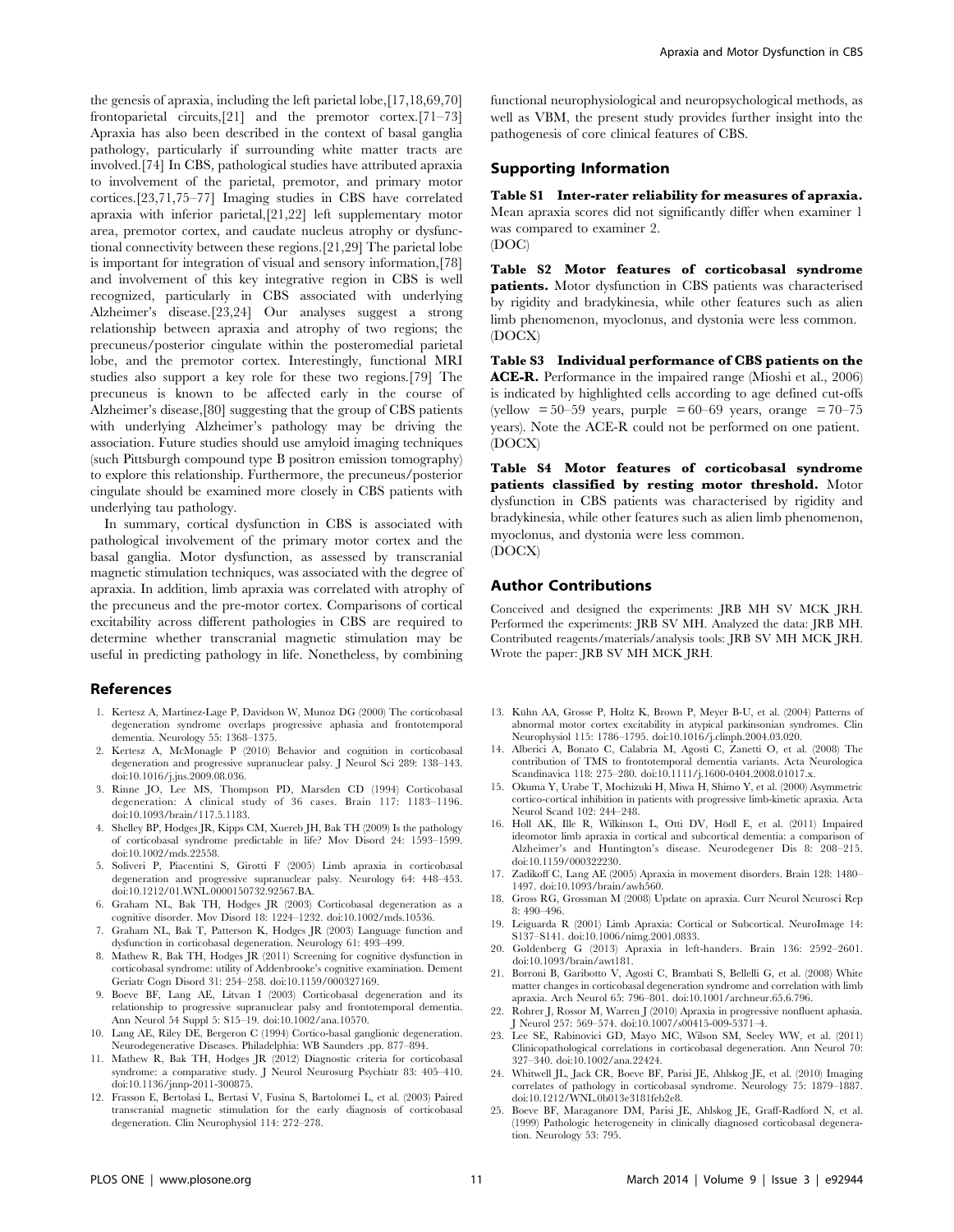the genesis of apraxia, including the left parietal lobe,[17,18,69,70] frontoparietal circuits,[21] and the premotor cortex.[71–73] Apraxia has also been described in the context of basal ganglia pathology, particularly if surrounding white matter tracts are involved.[74] In CBS, pathological studies have attributed apraxia to involvement of the parietal, premotor, and primary motor cortices.[23,71,75–77] Imaging studies in CBS have correlated apraxia with inferior parietal,[21,22] left supplementary motor area, premotor cortex, and caudate nucleus atrophy or dysfunctional connectivity between these regions.[21,29] The parietal lobe is important for integration of visual and sensory information,[78] and involvement of this key integrative region in CBS is well recognized, particularly in CBS associated with underlying Alzheimer's disease.[23,24] Our analyses suggest a strong relationship between apraxia and atrophy of two regions; the precuneus/posterior cingulate within the posteromedial parietal lobe, and the premotor cortex. Interestingly, functional MRI studies also support a key role for these two regions.[79] The precuneus is known to be affected early in the course of Alzheimer's disease,[80] suggesting that the group of CBS patients with underlying Alzheimer's pathology may be driving the association. Future studies should use amyloid imaging techniques (such Pittsburgh compound type B positron emission tomography) to explore this relationship. Furthermore, the precuneus/posterior cingulate should be examined more closely in CBS patients with underlying tau pathology.

In summary, cortical dysfunction in CBS is associated with pathological involvement of the primary motor cortex and the basal ganglia. Motor dysfunction, as assessed by transcranial magnetic stimulation techniques, was associated with the degree of apraxia. In addition, limb apraxia was correlated with atrophy of the precuneus and the pre-motor cortex. Comparisons of cortical excitability across different pathologies in CBS are required to determine whether transcranial magnetic stimulation may be useful in predicting pathology in life. Nonetheless, by combining functional neurophysiological and neuropsychological methods, as well as VBM, the present study provides further insight into the pathogenesis of core clinical features of CBS.

## Supporting Information

**Table S1 Inter-rater reliability for measures of apraxia.** Mean apraxia scores did not significantly differ when examiner 1 was compared to examiner 2.
(DOC)

**Table S2 Motor features of corticobasal syndrome patients.** Motor dysfunction in CBS patients was characterised by rigidity and bradykinesia, while other features such as alien limb phenomenon, myoclonus, and dystonia were less common.
(DOCX)

**Table S3 Individual performance of CBS patients on the ACE-R.** Performance in the impaired range (Mioshi et al., 2006) is indicated by highlighted cells according to age defined cut-offs (yellow = 50–59 years, purple = 60–69 years, orange = 70–75 years). Note the ACE-R could not be performed on one patient.
(DOCX)

**Table S4 Motor features of corticobasal syndrome patients classified by resting motor threshold.** Motor dysfunction in CBS patients was characterised by rigidity and bradykinesia, while other features such as alien limb phenomenon, myoclonus, and dystonia were less common.
(DOCX)

## Author Contributions

Conceived and designed the experiments: JRB MH SV MCK JRH. Performed the experiments: JRB SV MH. Analyzed the data: JRB MH. Contributed reagents/materials/analysis tools: JRB SV MH MCK JRH. Wrote the paper: JRB SV MH MCK JRH.

## References

1. Kertesz A, Martinez-Lage P, Davidson W, Munoz DG (2000) The corticobasal degeneration syndrome overlaps progressive aphasia and frontotemporal dementia. Neurology 55: 1368–1375.
2. Kertesz A, McMonagle P (2010) Behavior and cognition in corticobasal degeneration and progressive supranuclear palsy. J Neurol Sci 289: 138–143. doi:10.1016/j.jns.2009.08.036.
3. Rinne JO, Lee MS, Thompson PD, Marsden CD (1994) Corticobasal degeneration: A clinical study of 36 cases. Brain 117: 1183–1196. doi:10.1093/brain/117.5.1183.
4. Shelley BP, Hodges JR, Kipps CM, Xuereb JH, Bak TH (2009) Is the pathology of corticobasal syndrome predictable in life? Mov Disord 24: 1593–1599. doi:10.1002/mds.22558.
5. Soliveri P, Piacentini S, Girotti F (2005) Limb apraxia in corticobasal degeneration and progressive supranuclear palsy. Neurology 64: 448–453. doi:10.1212/01.WNL.0000150732.92567.BA.
6. Graham NL, Bak TH, Hodges JR (2003) Corticobasal degeneration as a cognitive disorder. Mov Disord 18: 1224–1232. doi:10.1002/mds.10536.
7. Graham NL, Bak T, Patterson K, Hodges JR (2003) Language function and dysfunction in corticobasal degeneration. Neurology 61: 493–499.
8. Mathew R, Bak TH, Hodges JR (2011) Screening for cognitive dysfunction in corticobasal syndrome: utility of Addenbrooke's cognitive examination. Dement Geriatr Cogn Disord 31: 254–258. doi:10.1159/000327169.
9. Boeve BF, Lang AE, Litvan I (2003) Corticobasal degeneration and its relationship to progressive supranuclear palsy and frontotemporal dementia. Ann Neurol 54 Suppl 5: S15–19. doi:10.1002/ana.10570.
10. Lang AE, Riley DE, Bergeron C (1994) Cortico-basal ganglionic degeneration. Neurodegenerative Diseases. Philadelphia: WB Saunders .pp. 877–894.
11. Mathew R, Bak TH, Hodges JR (2012) Diagnostic criteria for corticobasal syndrome: a comparative study. J Neurol Neurosurg Psychiatr 83: 405–410. doi:10.1136/jnnp-2011-300875.
12. Frasson E, Bertolasi L, Bertasi V, Fusina S, Bartolomei L, et al. (2003) Paired transcranial magnetic stimulation for the early diagnosis of corticobasal degeneration. Clin Neurophysiol 114: 272–278.
13. Kühn AA, Grosse P, Holtz K, Brown P, Meyer B-U, et al. (2004) Patterns of abnormal motor cortex excitability in atypical parkinsonian syndromes. Clin Neurophysiol 115: 1786–1795. doi:10.1016/j.clinph.2004.03.020.
14. Alberici A, Bonato C, Calabria M, Agosti C, Zanetti O, et al. (2008) The contribution of TMS to frontotemporal dementia variants. Acta Neurologica Scandinavica 118: 275–280. doi:10.1111/j.1600-0404.2008.01017.x.
15. Okuma Y, Urabe T, Mochizuki H, Miwa H, Shimo Y, et al. (2000) Asymmetric cortico-cortical inhibition in patients with progressive limb-kinetic apraxia. Acta Neurol Scand 102: 244–248.
16. Holl AK, Ille R, Wilkinson L, Otti DV, Hödl E, et al. (2011) Impaired ideomotor limb apraxia in cortical and subcortical dementia: a comparison of Alzheimer's and Huntington's disease. Neurodegener Dis 8: 208–215. doi:10.1159/000322230.
17. Zadikoff C, Lang AE (2005) Apraxia in movement disorders. Brain 128: 1480–1497. doi:10.1093/brain/awh560.
18. Gross RG, Grossman M (2008) Update on apraxia. Curr Neurol Neurosci Rep 8: 490–496.
19. Leiguarda R (2001) Limb Apraxia: Cortical or Subcortical. NeuroImage 14: S137–S141. doi:10.1006/nimg.2001.0833.
20. Goldenberg G (2013) Apraxia in left-handers. Brain 136: 2592–2601. doi:10.1093/brain/awt181.
21. Borroni B, Garibotto V, Agosti C, Brambati S, Bellelli G, et al. (2008) White matter changes in corticobasal degeneration syndrome and correlation with limb apraxia. Arch Neurol 65: 796–801. doi:10.1001/archneur.65.6.796.
22. Rohrer J, Rossor M, Warren J (2010) Apraxia in progressive nonfluent aphasia. J Neurol 257: 569–574. doi:10.1007/s00415-009-5371-4.
23. Lee SE, Rabinovici GD, Mayo MC, Wilson SM, Seeley WW, et al. (2011) Clinicopathological correlations in corticobasal degeneration. Ann Neurol 70: 327–340. doi:10.1002/ana.22424.
24. Whitwell JL, Jack CR, Boeve BF, Parisi JE, Ahlskog JE, et al. (2010) Imaging correlates of pathology in corticobasal syndrome. Neurology 75: 1879–1887. doi:10.1212/WNL.0b013e3181feb2e8.
25. Boeve BF, Maraganore DM, Parisi JE, Ahlskog JE, Graff-Radford N, et al. (1999) Pathologic heterogeneity in clinically diagnosed corticobasal degeneration. Neurology 53: 795.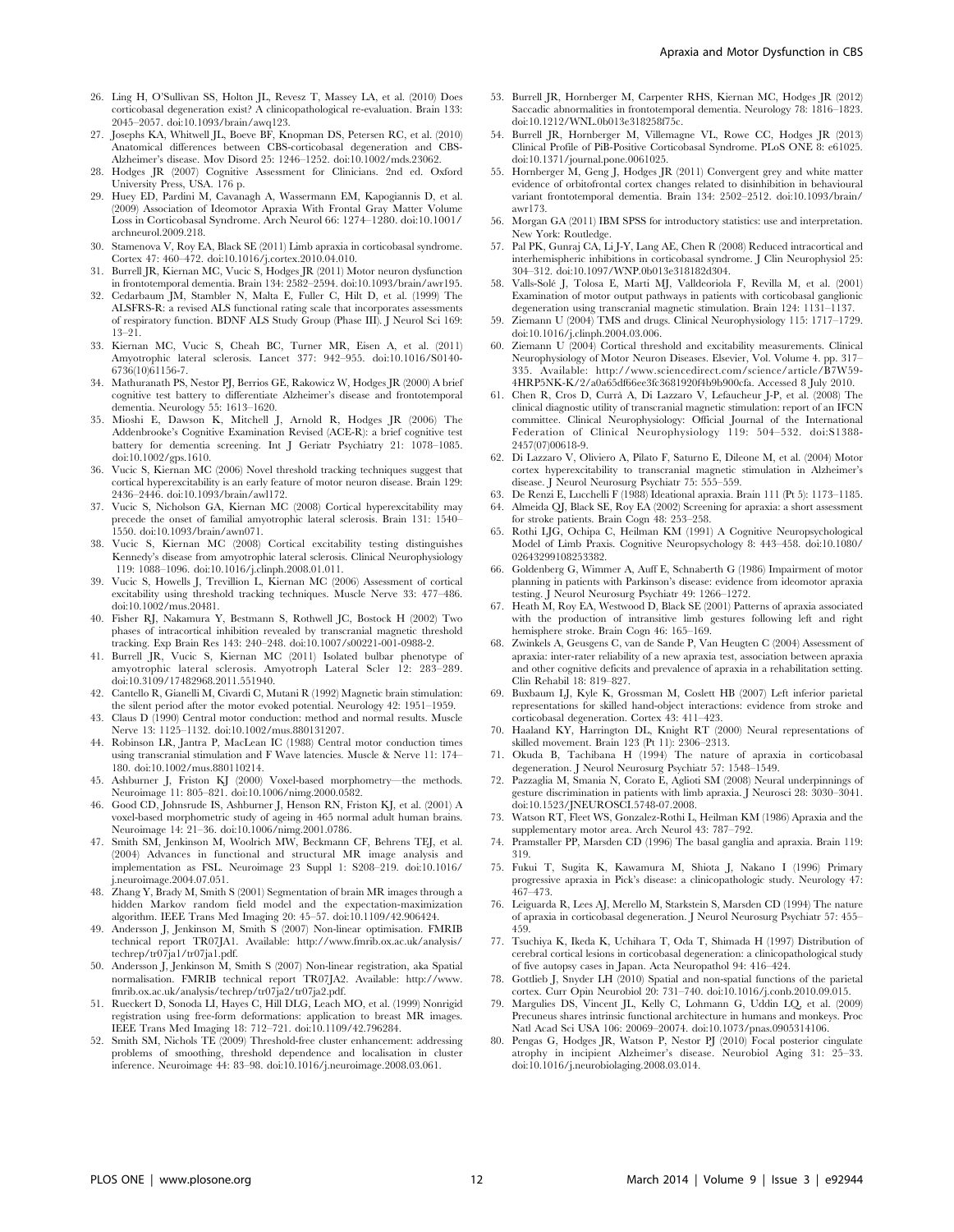26. Ling H, O'Sullivan SS, Holton JL, Revesz T, Massey LA, et al. (2010) Does corticobasal degeneration exist? A clinicopathological re-evaluation. Brain 133: 2045–2057. doi:10.1093/brain/awq123.
27. Josephs KA, Whitwell JL, Boeve BF, Knopman DS, Petersen RC, et al. (2010) Anatomical differences between CBS-corticobasal degeneration and CBS-Alzheimer's disease. Mov Disord 25: 1246–1252. doi:10.1002/mds.23062.
28. Hodges JR (2007) Cognitive Assessment for Clinicians. 2nd ed. Oxford University Press, USA. 176 p.
29. Huey ED, Pardini M, Cavanagh A, Wassermann EM, Kapogiannis D, et al. (2009) Association of Ideomotor Apraxia With Frontal Gray Matter Volume Loss in Corticobasal Syndrome. Arch Neurol 66: 1274–1280. doi:10.1001/archneurol.2009.218.
30. Stamenova V, Roy EA, Black SE (2011) Limb apraxia in corticobasal syndrome. Cortex 47: 460–472. doi:10.1016/j.cortex.2010.04.010.
31. Burrell JR, Kiernan MC, Vucic S, Hodges JR (2011) Motor neuron dysfunction in frontotemporal dementia. Brain 134: 2582–2594. doi:10.1093/brain/awr195.
32. Cedarbaum JM, Stambler N, Malta E, Fuller C, Hilt D, et al. (1999) The ALSFRS-R: a revised ALS functional rating scale that incorporates assessments of respiratory function. BDNF ALS Study Group (Phase III). J Neurol Sci 169: 13–21.
33. Kiernan MC, Vucic S, Cheah BC, Turner MR, Eisen A, et al. (2011) Amyotrophic lateral sclerosis. Lancet 377: 942–955. doi:10.1016/S0140-6736(10)61156-7.
34. Mathuranath PS, Nestor PJ, Berrios GE, Rakowicz W, Hodges JR (2000) A brief cognitive test battery to differentiate Alzheimer's disease and frontotemporal dementia. Neurology 55: 1613–1620.
35. Mioshi E, Dawson K, Mitchell J, Arnold R, Hodges JR (2006) The Addenbrooke's Cognitive Examination Revised (ACE-R): a brief cognitive test battery for dementia screening. Int J Geriatr Psychiatry 21: 1078–1085. doi:10.1002/gps.1610.
36. Vucic S, Kiernan MC (2006) Novel threshold tracking techniques suggest that cortical hyperexcitability is an early feature of motor neuron disease. Brain 129: 2436–2446. doi:10.1093/brain/awl172.
37. Vucic S, Nicholson GA, Kiernan MC (2008) Cortical hyperexcitability may precede the onset of familial amyotrophic lateral sclerosis. Brain 131: 1540–1550. doi:10.1093/brain/awn071.
38. Vucic S, Kiernan MC (2008) Cortical excitability testing distinguishes Kennedy's disease from amyotrophic lateral sclerosis. Clinical Neurophysiology 119: 1088–1096. doi:10.1016/j.clinph.2008.01.011.
39. Vucic S, Howells J, Trevillion L, Kiernan MC (2006) Assessment of cortical excitability using threshold tracking techniques. Muscle Nerve 33: 477–486. doi:10.1002/mus.20481.
40. Fisher RJ, Nakamura Y, Bestmann S, Rothwell JC, Bostock H (2002) Two phases of intracortical inhibition revealed by transcranial magnetic threshold tracking. Exp Brain Res 143: 240–248. doi:10.1007/s00221-001-0988-2.
41. Burrell JR, Vucic S, Kiernan MC (2011) Isolated bulbar phenotype of amyotrophic lateral sclerosis. Amyotroph Lateral Scler 12: 283–289. doi:10.3109/17482968.2011.551940.
42. Cantello R, Gianelli M, Civardi C, Mutani R (1992) Magnetic brain stimulation: the silent period after the motor evoked potential. Neurology 42: 1951–1959.
43. Claus D (1990) Central motor conduction: method and normal results. Muscle Nerve 13: 1125–1132. doi:10.1002/mus.880131207.
44. Robinson LR, Jantra P, MacLean IC (1988) Central motor conduction times using transcranial stimulation and F Wave latencies. Muscle & Nerve 11: 174–180. doi:10.1002/mus.880110214.
45. Ashburner J, Friston KJ (2000) Voxel-based morphometry—the methods. Neuroimage 11: 805–821. doi:10.1006/nimg.2000.0582.
46. Good CD, Johnsrude IS, Ashburner J, Henson RN, Friston KJ, et al. (2001) A voxel-based morphometric study of ageing in 465 normal adult human brains. Neuroimage 14: 21–36. doi:10.1006/nimg.2001.0786.
47. Smith SM, Jenkinson M, Woolrich MW, Beckmann CF, Behrens TEJ, et al. (2004) Advances in functional and structural MR image analysis and implementation as FSL. Neuroimage 23 Suppl 1: S208–219. doi:10.1016/j.neuroimage.2004.07.051.
48. Zhang Y, Brady M, Smith S (2001) Segmentation of brain MR images through a hidden Markov random field model and the expectation-maximization algorithm. IEEE Trans Med Imaging 20: 45–57. doi:10.1109/42.906424.
49. Andersson J, Jenkinson M, Smith S (2007) Non-linear optimisation. FMRIB technical report TR07JA1. Available: http://www.fmrib.ox.ac.uk/analysis/techrep/tr07ja1/tr07ja1.pdf.
50. Andersson J, Jenkinson M, Smith S (2007) Non-linear registration, aka Spatial normalisation. FMRIB technical report TR07JA2. Available: http://www.fmrib.ox.ac.uk/analysis/techrep/tr07ja2/tr07ja2.pdf.
51. Rueckert D, Sonoda LI, Hayes C, Hill DLG, Leach MO, et al. (1999) Nonrigid registration using free-form deformations: application to breast MR images. IEEE Trans Med Imaging 18: 712–721. doi:10.1109/42.796284.
52. Smith SM, Nichols TE (2009) Threshold-free cluster enhancement: addressing problems of smoothing, threshold dependence and localisation in cluster inference. Neuroimage 44: 83–98. doi:10.1016/j.neuroimage.2008.03.061.
53. Burrell JR, Hornberger M, Carpenter RHS, Kiernan MC, Hodges JR (2012) Saccadic abnormalities in frontotemporal dementia. Neurology 78: 1816–1823. doi:10.1212/WNL.0b013e318258f75c.
54. Burrell JR, Hornberger M, Villemagne VL, Rowe CC, Hodges JR (2013) Clinical Profile of PiB-Positive Corticobasal Syndrome. PLoS ONE 8: e61025. doi:10.1371/journal.pone.0061025.
55. Hornberger M, Geng J, Hodges JR (2011) Convergent grey and white matter evidence of orbitofrontal cortex changes related to disinhibition in behavioural variant frontotemporal dementia. Brain 134: 2502–2512. doi:10.1093/brain/awr173.
56. Morgan GA (2011) IBM SPSS for introductory statistics: use and interpretation. New York: Routledge.
57. Pal PK, Gunraj CA, Li J-Y, Lang AE, Chen R (2008) Reduced intracortical and interhemispheric inhibitions in corticobasal syndrome. J Clin Neurophysiol 25: 304–312. doi:10.1097/WNP.0b013e318182d304.
58. Valls-Solé J, Tolosa E, Marti MJ, Valldeoriola F, Revilla M, et al. (2001) Examination of motor output pathways in patients with corticobasal ganglionic degeneration using transcranial magnetic stimulation. Brain 124: 1131–1137.
59. Ziemann U (2004) TMS and drugs. Clinical Neurophysiology 115: 1717–1729. doi:10.1016/j.clinph.2004.03.006.
60. Ziemann U (2004) Cortical threshold and excitability measurements. Clinical Neurophysiology of Motor Neuron Diseases. Elsevier, Vol. Volume 4. pp. 317–335. Available: http://www.sciencedirect.com/science/article/B7W59-4HRP5NK-K/2/a0a65df66ee3fc3681920f4b9b900cfa. Accessed 8 July 2010.
61. Chen R, Cros D, Currà A, Di Lazzaro V, Lefaucheur J-P, et al. (2008) The clinical diagnostic utility of transcranial magnetic stimulation: report of an IFCN committee. Clinical Neurophysiology: Official Journal of the International Federation of Clinical Neurophysiology 119: 504–532. doi:S1388-2457(07)00618-9.
62. Di Lazzaro V, Oliviero A, Pilato F, Saturno E, Dileone M, et al. (2004) Motor cortex hyperexcitability to transcranial magnetic stimulation in Alzheimer's disease. J Neurol Neurosurg Psychiatr 75: 555–559.
63. De Renzi E, Lucchelli F (1988) Ideational apraxia. Brain 111 (Pt 5): 1173–1185.
64. Almeida QJ, Black SE, Roy EA (2002) Screening for apraxia: a short assessment for stroke patients. Brain Cogn 48: 253–258.
65. Rothi LJG, Ochipa C, Heilman KM (1991) A Cognitive Neuropsychological Model of Limb Praxis. Cognitive Neuropsychology 8: 443–458. doi:10.1080/02643299108253382.
66. Goldenberg G, Wimmer A, Auff E, Schnaberth G (1986) Impairment of motor planning in patients with Parkinson's disease: evidence from ideomotor apraxia testing. J Neurol Neurosurg Psychiatr 49: 1266–1272.
67. Heath M, Roy EA, Westwood D, Black SE (2001) Patterns of apraxia associated with the production of intransitive limb gestures following left and right hemisphere stroke. Brain Cogn 46: 165–169.
68. Zwinkels A, Geusgens C, van de Sande P, Van Heugten C (2004) Assessment of apraxia: inter-rater reliability of a new apraxia test, association between apraxia and other cognitive deficits and prevalence of apraxia in a rehabilitation setting. Clin Rehabil 18: 819–827.
69. Buxbaum LJ, Kyle K, Grossman M, Coslett HB (2007) Left inferior parietal representations for skilled hand-object interactions: evidence from stroke and corticobasal degeneration. Cortex 43: 411–423.
70. Haaland KY, Harrington DL, Knight RT (2000) Neural representations of skilled movement. Brain 123 (Pt 11): 2306–2313.
71. Okuda B, Tachibana H (1994) The nature of apraxia in corticobasal degeneration. J Neurol Neurosurg Psychiatr 57: 1548–1549.
72. Pazzaglia M, Smania N, Corato E, Aglioti SM (2008) Neural underpinnings of gesture discrimination in patients with limb apraxia. J Neurosci 28: 3030–3041. doi:10.1523/JNEUROSCI.5748-07.2008.
73. Watson RT, Fleet WS, Gonzalez-Rothi L, Heilman KM (1986) Apraxia and the supplementary motor area. Arch Neurol 43: 787–792.
74. Pramstaller PP, Marsden CD (1996) The basal ganglia and apraxia. Brain 119: 319.
75. Fukui T, Sugita K, Kawamura M, Shiota J, Nakano I (1996) Primary progressive apraxia in Pick's disease: a clinicopathologic study. Neurology 47: 467–473.
76. Leiguarda R, Lees AJ, Merello M, Starkstein S, Marsden CD (1994) The nature of apraxia in corticobasal degeneration. J Neurol Neurosurg Psychiatr 57: 455–459.
77. Tsuchiya K, Ikeda K, Uchihara T, Oda T, Shimada H (1997) Distribution of cerebral cortical lesions in corticobasal degeneration: a clinicopathological study of five autopsy cases in Japan. Acta Neuropathol 94: 416–424.
78. Gottlieb J, Snyder LH (2010) Spatial and non-spatial functions of the parietal cortex. Curr Opin Neurobiol 20: 731–740. doi:10.1016/j.conb.2010.09.015.
79. Margulies DS, Vincent JL, Kelly C, Lohmann G, Uddin LQ, et al. (2009) Precuneus shares intrinsic functional architecture in humans and monkeys. Proc Natl Acad Sci USA 106: 20069–20074. doi:10.1073/pnas.0905314106.
80. Pengas G, Hodges JR, Watson P, Nestor PJ (2010) Focal posterior cingulate atrophy in incipient Alzheimer's disease. Neurobiol Aging 31: 25–33. doi:10.1016/j.neurobiolaging.2008.03.014.